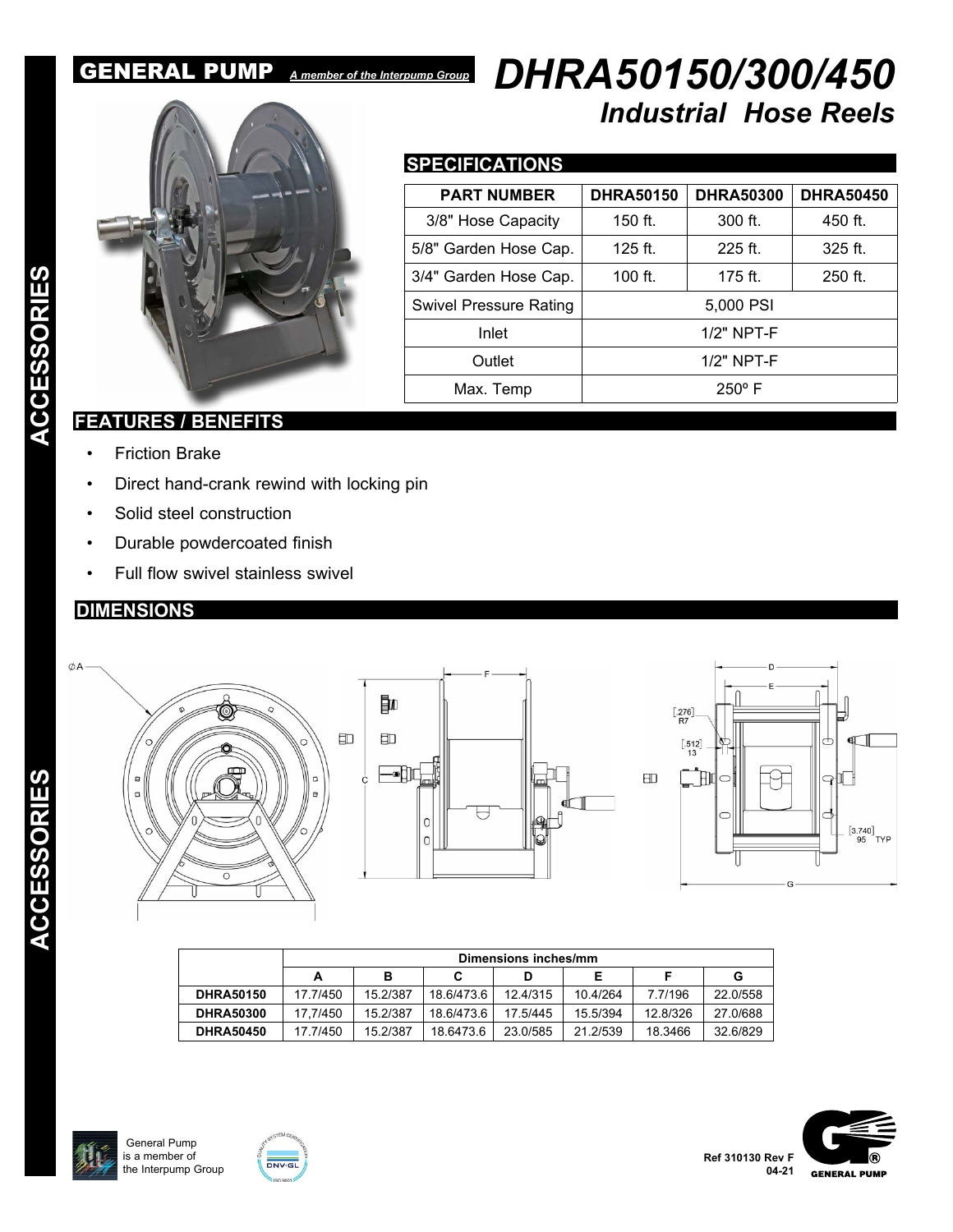GENERAL PUMP *A member of the Interpump Group*

# *DHRA50150/300/450*

## *Industrial Hose Reels*

## SPECIFICATIONS

| PART NUMBER | DHRA50150 | DHRA50300 | DHRA50450 |
|---|---|---|---|
| 3/8" Hose Capacity | 150 ft. | 300 ft. | 450 ft. |
| 5/8" Garden Hose Cap. | 125 ft. | 225 ft. | 325 ft. |
| 3/4" Garden Hose Cap. | 100 ft. | 175 ft. | 250 ft. |
| Swivel Pressure Rating | 5,000 PSI | | |
| Inlet | 1/2" NPT-F | | |
| Outlet | 1/2" NPT-F | | |
| Max. Temp | 250º F | | |

## FEATURES / BENEFITS

- Friction Brake
- Direct hand-crank rewind with locking pin
- Solid steel construction
- Durable powdercoated finish
- Full flow swivel stainless swivel

## DIMENSIONS

| | Dimensions inches/mm | | | | | | |
|---|---|---|---|---|---|---|---|
| | A | B | C | D | E | F | G |
| **DHRA50150** | 17.7/450 | 15.2/387 | 18.6/473.6 | 12.4/315 | 10.4/264 | 7.7/196 | 22.0/558 |
| **DHRA50300** | 17,7/450 | 15.2/387 | 18.6/473.6 | 17.5/445 | 15.5/394 | 12.8/326 | 27.0/688 |
| **DHRA50450** | 17.7/450 | 15.2/387 | 18.6473.6 | 23.0/585 | 21.2/539 | 18.3466 | 32.6/829 |

General Pump is a member of the Interpump Group

Ref 310130 Rev F
04-21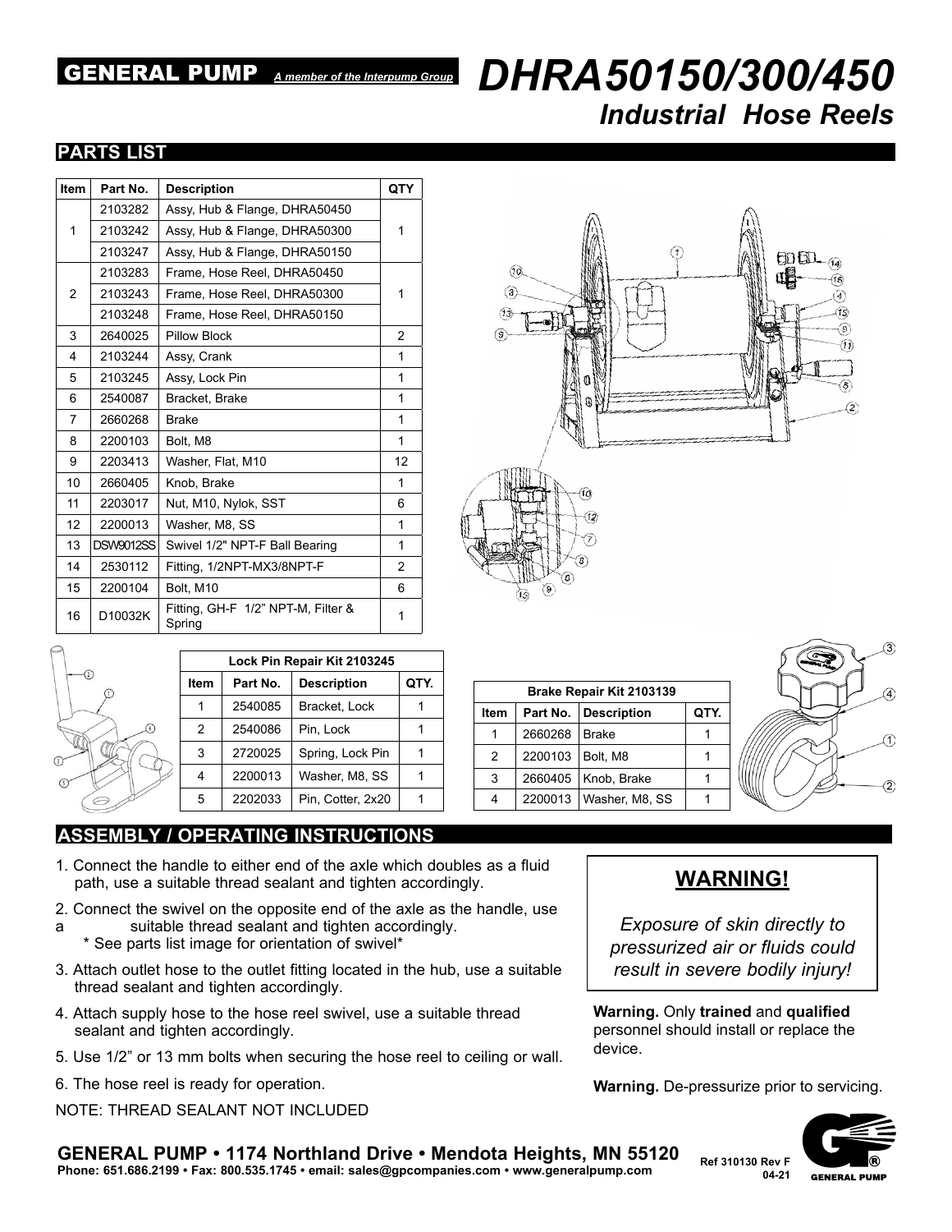**GENERAL PUMP** *A member of the Interpump Group*

# *DHRA50150/300/450*
## *Industrial Hose Reels*

## PARTS LIST

| Item | Part No. | Description | QTY |
|---|---|---|---|
| 1 | 2103282 | Assy, Hub & Flange, DHRA50450 | 1 |
| | 2103242 | Assy, Hub & Flange, DHRA50300 | |
| | 2103247 | Assy, Hub & Flange, DHRA50150 | |
| 2 | 2103283 | Frame, Hose Reel, DHRA50450 | 1 |
| | 2103243 | Frame, Hose Reel, DHRA50300 | |
| | 2103248 | Frame, Hose Reel, DHRA50150 | |
| 3 | 2640025 | Pillow Block | 2 |
| 4 | 2103244 | Assy, Crank | 1 |
| 5 | 2103245 | Assy, Lock Pin | 1 |
| 6 | 2540087 | Bracket, Brake | 1 |
| 7 | 2660268 | Brake | 1 |
| 8 | 2200103 | Bolt, M8 | 1 |
| 9 | 2203413 | Washer, Flat, M10 | 12 |
| 10 | 2660405 | Knob, Brake | 1 |
| 11 | 2203017 | Nut, M10, Nylok, SST | 6 |
| 12 | 2200013 | Washer, M8, SS | 1 |
| 13 | DSW9012SS | Swivel 1/2" NPT-F Ball Bearing | 1 |
| 14 | 2530112 | Fitting, 1/2NPT-MX3/8NPT-F | 2 |
| 15 | 2200104 | Bolt, M10 | 6 |
| 16 | D10032K | Fitting, GH-F 1/2" NPT-M, Filter & Spring | 1 |

| Lock Pin Repair Kit 2103245 | | | |
|---|---|---|---|
| **Item** | **Part No.** | **Description** | **QTY.** |
| 1 | 2540085 | Bracket, Lock | 1 |
| 2 | 2540086 | Pin, Lock | 1 |
| 3 | 2720025 | Spring, Lock Pin | 1 |
| 4 | 2200013 | Washer, M8, SS | 1 |
| 5 | 2202033 | Pin, Cotter, 2x20 | 1 |

| Brake Repair Kit 2103139 | | | |
|---|---|---|---|
| **Item** | **Part No.** | **Description** | **QTY.** |
| 1 | 2660268 | Brake | 1 |
| 2 | 2200103 | Bolt, M8 | 1 |
| 3 | 2660405 | Knob, Brake | 1 |
| 4 | 2200013 | Washer, M8, SS | 1 |

## ASSEMBLY / OPERATING INSTRUCTIONS

1. Connect the handle to either end of the axle which doubles as a fluid path, use a suitable thread sealant and tighten accordingly.
2. Connect the swivel on the opposite end of the axle as the handle, use a suitable thread sealant and tighten accordingly.
   * See parts list image for orientation of swivel*
3. Attach outlet hose to the outlet fitting located in the hub, use a suitable thread sealant and tighten accordingly.
4. Attach supply hose to the hose reel swivel, use a suitable thread sealant and tighten accordingly.
5. Use 1/2" or 13 mm bolts when securing the hose reel to ceiling or wall.
6. The hose reel is ready for operation.

NOTE: THREAD SEALANT NOT INCLUDED

**WARNING!**

*Exposure of skin directly to pressurized air or fluids could result in severe bodily injury!*

**Warning.** Only **trained** and **qualified** personnel should install or replace the device.

**Warning.** De-pressurize prior to servicing.

**GENERAL PUMP • 1174 Northland Drive • Mendota Heights, MN 55120**
**Phone: 651.686.2199 • Fax: 800.535.1745 • email: sales@gpcompanies.com • www.generalpump.com**

Ref 310130 Rev F
04-21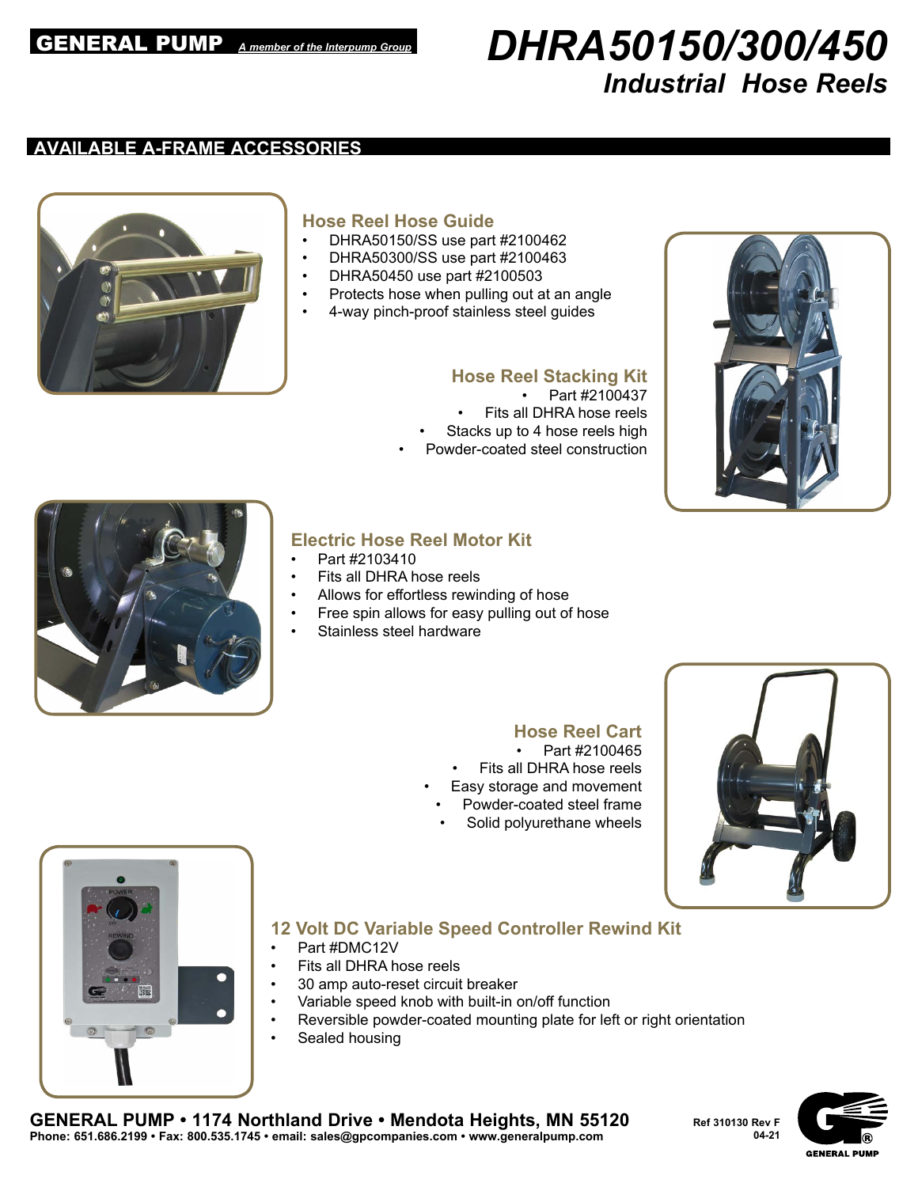GENERAL PUMP *A member of the Interpump Group*

# DHRA50150/300/450

## Industrial Hose Reels

## AVAILABLE A-FRAME ACCESSORIES

### Hose Reel Hose Guide

- DHRA50150/SS use part #2100462
- DHRA50300/SS use part #2100463
- DHRA50450 use part #2100503
- Protects hose when pulling out at an angle
- 4-way pinch-proof stainless steel guides

### Hose Reel Stacking Kit

- Part #2100437
- Fits all DHRA hose reels
- Stacks up to 4 hose reels high
- Powder-coated steel construction

### Electric Hose Reel Motor Kit

- Part #2103410
- Fits all DHRA hose reels
- Allows for effortless rewinding of hose
- Free spin allows for easy pulling out of hose
- Stainless steel hardware

### Hose Reel Cart

- Part #2100465
- Fits all DHRA hose reels
- Easy storage and movement
- Powder-coated steel frame
- Solid polyurethane wheels

### 12 Volt DC Variable Speed Controller Rewind Kit

- Part #DMC12V
- Fits all DHRA hose reels
- 30 amp auto-reset circuit breaker
- Variable speed knob with built-in on/off function
- Reversible powder-coated mounting plate for left or right orientation
- Sealed housing

**GENERAL PUMP • 1174 Northland Drive • Mendota Heights, MN 55120**
**Phone: 651.686.2199 • Fax: 800.535.1745 • email: sales@gpcompanies.com • www.generalpump.com**

Ref 310130 Rev F
04-21

GENERAL PUMP